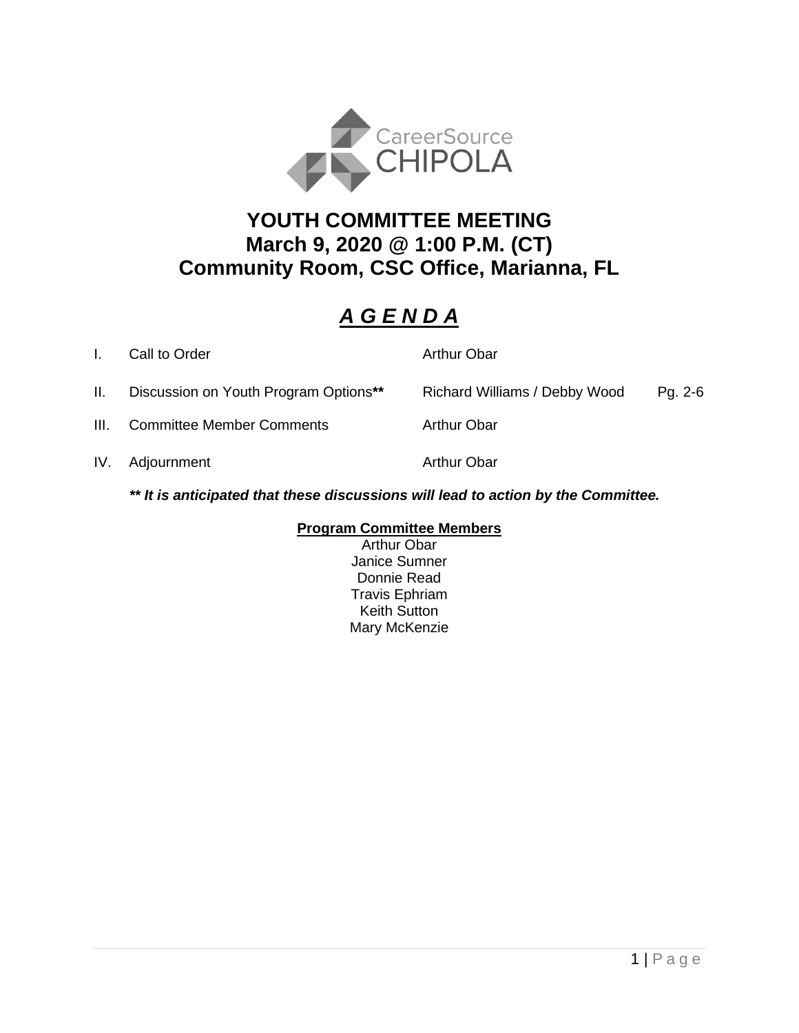CareerSource CHIPOLA

# YOUTH COMMITTEE MEETING
# March 9, 2020 @ 1:00 P.M. (CT)
# Community Room, CSC Office, Marianna, FL

## ***A G E N D A***

| | | | |
|---|---|---|---|
| I. | Call to Order | Arthur Obar | |
| II. | Discussion on Youth Program Options** | Richard Williams / Debby Wood | Pg. 2-6 |
| III. | Committee Member Comments | Arthur Obar | |
| IV. | Adjournment | Arthur Obar | |

***** It is anticipated that these discussions will lead to action by the Committee.***

**Program Committee Members**

Arthur Obar
Janice Sumner
Donnie Read
Travis Ephriam
Keith Sutton
Mary McKenzie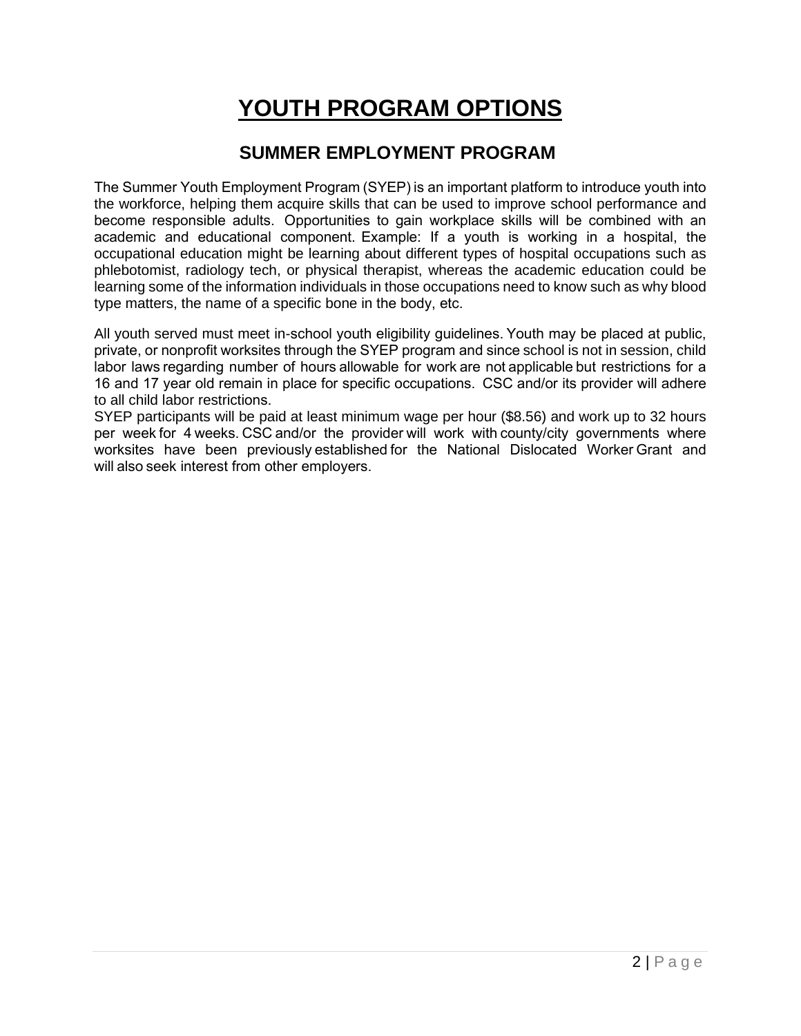# YOUTH PROGRAM OPTIONS

## SUMMER EMPLOYMENT PROGRAM

The Summer Youth Employment Program (SYEP) is an important platform to introduce youth into the workforce, helping them acquire skills that can be used to improve school performance and become responsible adults. Opportunities to gain workplace skills will be combined with an academic and educational component. Example: If a youth is working in a hospital, the occupational education might be learning about different types of hospital occupations such as phlebotomist, radiology tech, or physical therapist, whereas the academic education could be learning some of the information individuals in those occupations need to know such as why blood type matters, the name of a specific bone in the body, etc.

All youth served must meet in-school youth eligibility guidelines. Youth may be placed at public, private, or nonprofit worksites through the SYEP program and since school is not in session, child labor laws regarding number of hours allowable for work are not applicable but restrictions for a 16 and 17 year old remain in place for specific occupations. CSC and/or its provider will adhere to all child labor restrictions.

SYEP participants will be paid at least minimum wage per hour ($8.56) and work up to 32 hours per week for 4 weeks. CSC and/or the provider will work with county/city governments where worksites have been previously established for the National Dislocated Worker Grant and will also seek interest from other employers.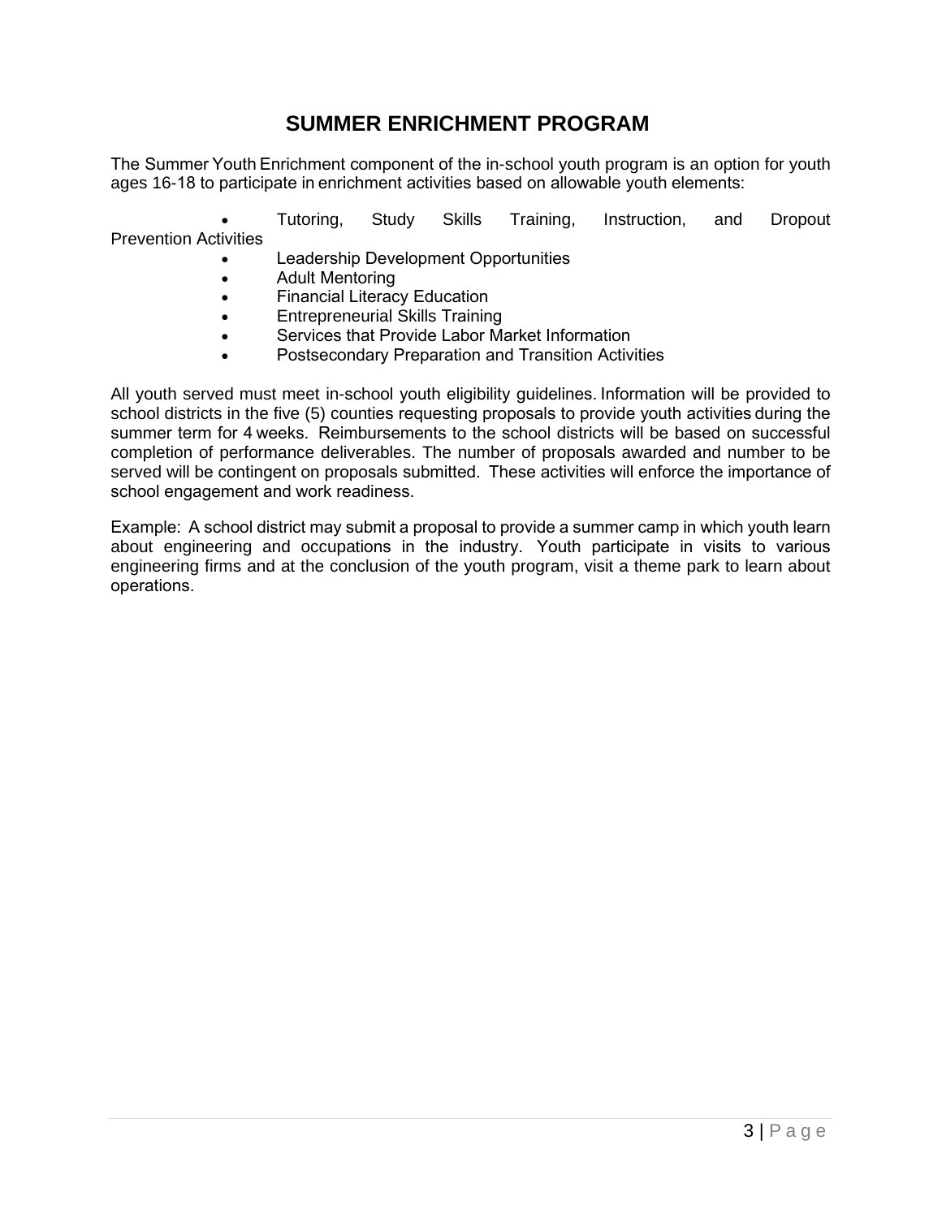# SUMMER ENRICHMENT PROGRAM

The Summer Youth Enrichment component of the in-school youth program is an option for youth ages 16-18 to participate in enrichment activities based on allowable youth elements:

- Tutoring, Study Skills Training, Instruction, and Dropout Prevention Activities
- Leadership Development Opportunities
- Adult Mentoring
- Financial Literacy Education
- Entrepreneurial Skills Training
- Services that Provide Labor Market Information
- Postsecondary Preparation and Transition Activities

All youth served must meet in-school youth eligibility guidelines. Information will be provided to school districts in the five (5) counties requesting proposals to provide youth activities during the summer term for 4 weeks. Reimbursements to the school districts will be based on successful completion of performance deliverables. The number of proposals awarded and number to be served will be contingent on proposals submitted. These activities will enforce the importance of school engagement and work readiness.

Example: A school district may submit a proposal to provide a summer camp in which youth learn about engineering and occupations in the industry. Youth participate in visits to various engineering firms and at the conclusion of the youth program, visit a theme park to learn about operations.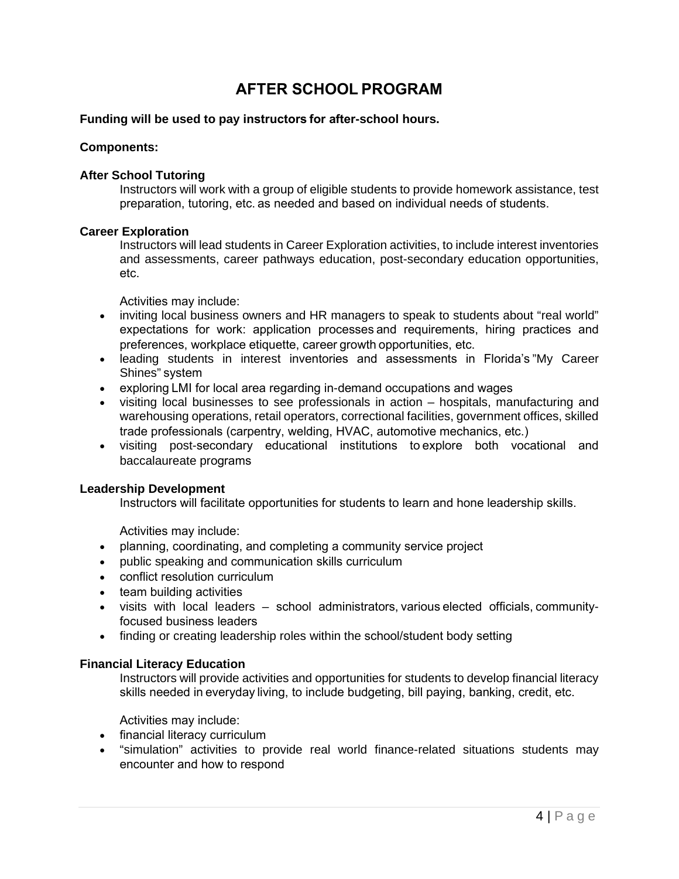# AFTER SCHOOL PROGRAM

**Funding will be used to pay instructors for after-school hours.**

**Components:**

**After School Tutoring**

Instructors will work with a group of eligible students to provide homework assistance, test preparation, tutoring, etc. as needed and based on individual needs of students.

**Career Exploration**

Instructors will lead students in Career Exploration activities, to include interest inventories and assessments, career pathways education, post-secondary education opportunities, etc.

Activities may include:

- inviting local business owners and HR managers to speak to students about "real world" expectations for work: application processes and requirements, hiring practices and preferences, workplace etiquette, career growth opportunities, etc.
- leading students in interest inventories and assessments in Florida's "My Career Shines" system
- exploring LMI for local area regarding in-demand occupations and wages
- visiting local businesses to see professionals in action – hospitals, manufacturing and warehousing operations, retail operators, correctional facilities, government offices, skilled trade professionals (carpentry, welding, HVAC, automotive mechanics, etc.)
- visiting post-secondary educational institutions to explore both vocational and baccalaureate programs

**Leadership Development**

Instructors will facilitate opportunities for students to learn and hone leadership skills.

Activities may include:

- planning, coordinating, and completing a community service project
- public speaking and communication skills curriculum
- conflict resolution curriculum
- team building activities
- visits with local leaders – school administrators, various elected officials, community-focused business leaders
- finding or creating leadership roles within the school/student body setting

**Financial Literacy Education**

Instructors will provide activities and opportunities for students to develop financial literacy skills needed in everyday living, to include budgeting, bill paying, banking, credit, etc.

Activities may include:

- financial literacy curriculum
- "simulation" activities to provide real world finance-related situations students may encounter and how to respond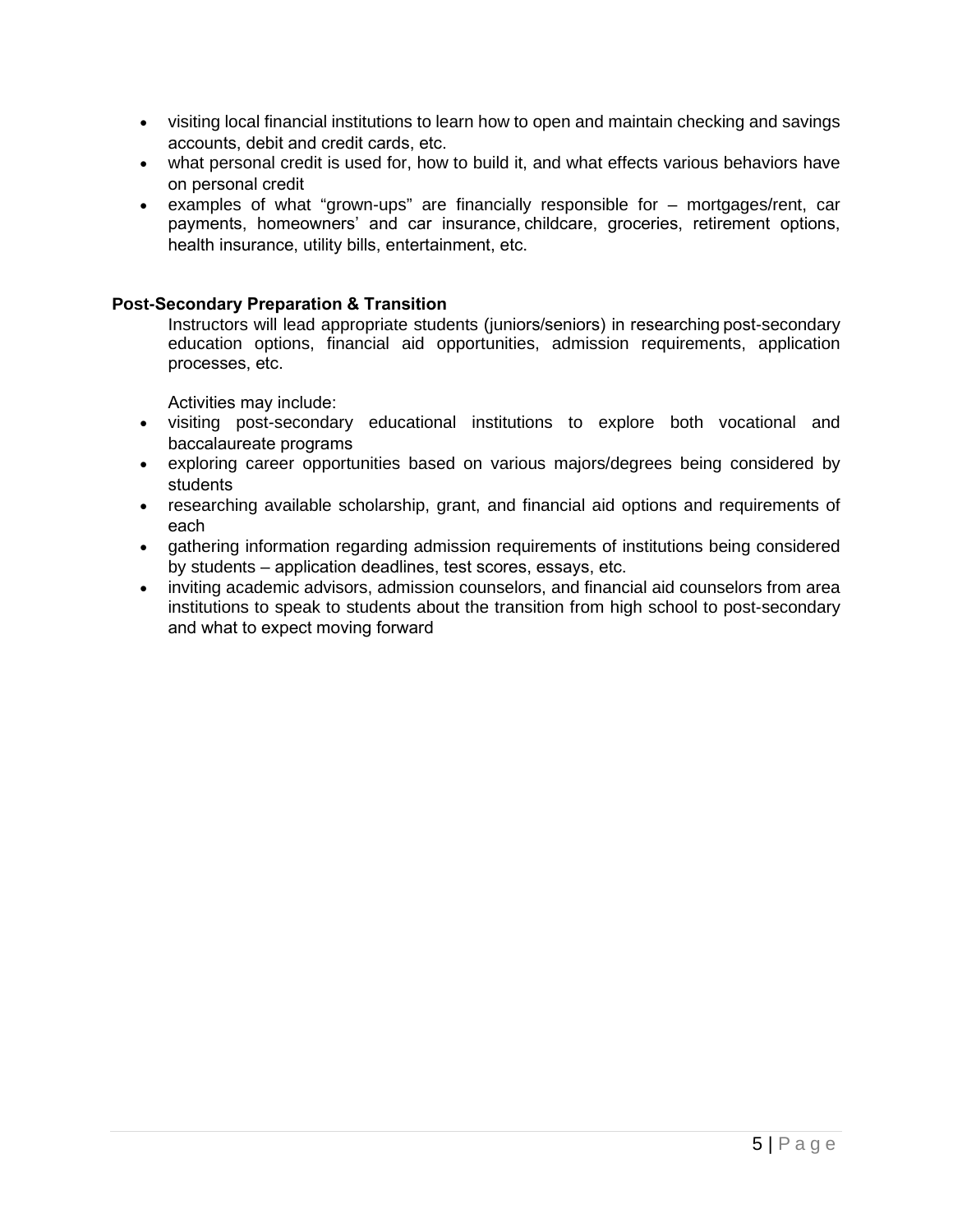- visiting local financial institutions to learn how to open and maintain checking and savings accounts, debit and credit cards, etc.
- what personal credit is used for, how to build it, and what effects various behaviors have on personal credit
- examples of what "grown-ups" are financially responsible for – mortgages/rent, car payments, homeowners' and car insurance, childcare, groceries, retirement options, health insurance, utility bills, entertainment, etc.

**Post-Secondary Preparation & Transition**

Instructors will lead appropriate students (juniors/seniors) in researching post-secondary education options, financial aid opportunities, admission requirements, application processes, etc.

Activities may include:

- visiting post-secondary educational institutions to explore both vocational and baccalaureate programs
- exploring career opportunities based on various majors/degrees being considered by students
- researching available scholarship, grant, and financial aid options and requirements of each
- gathering information regarding admission requirements of institutions being considered by students – application deadlines, test scores, essays, etc.
- inviting academic advisors, admission counselors, and financial aid counselors from area institutions to speak to students about the transition from high school to post-secondary and what to expect moving forward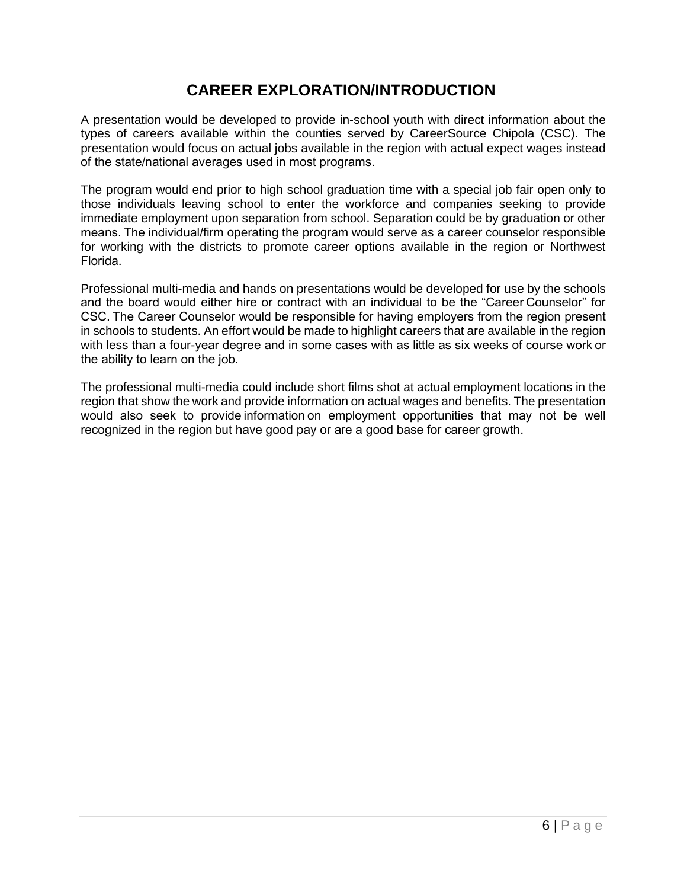# CAREER EXPLORATION/INTRODUCTION

A presentation would be developed to provide in-school youth with direct information about the types of careers available within the counties served by CareerSource Chipola (CSC). The presentation would focus on actual jobs available in the region with actual expect wages instead of the state/national averages used in most programs.

The program would end prior to high school graduation time with a special job fair open only to those individuals leaving school to enter the workforce and companies seeking to provide immediate employment upon separation from school. Separation could be by graduation or other means. The individual/firm operating the program would serve as a career counselor responsible for working with the districts to promote career options available in the region or Northwest Florida.

Professional multi-media and hands on presentations would be developed for use by the schools and the board would either hire or contract with an individual to be the "Career Counselor" for CSC. The Career Counselor would be responsible for having employers from the region present in schools to students. An effort would be made to highlight careers that are available in the region with less than a four-year degree and in some cases with as little as six weeks of course work or the ability to learn on the job.

The professional multi-media could include short films shot at actual employment locations in the region that show the work and provide information on actual wages and benefits. The presentation would also seek to provide information on employment opportunities that may not be well recognized in the region but have good pay or are a good base for career growth.